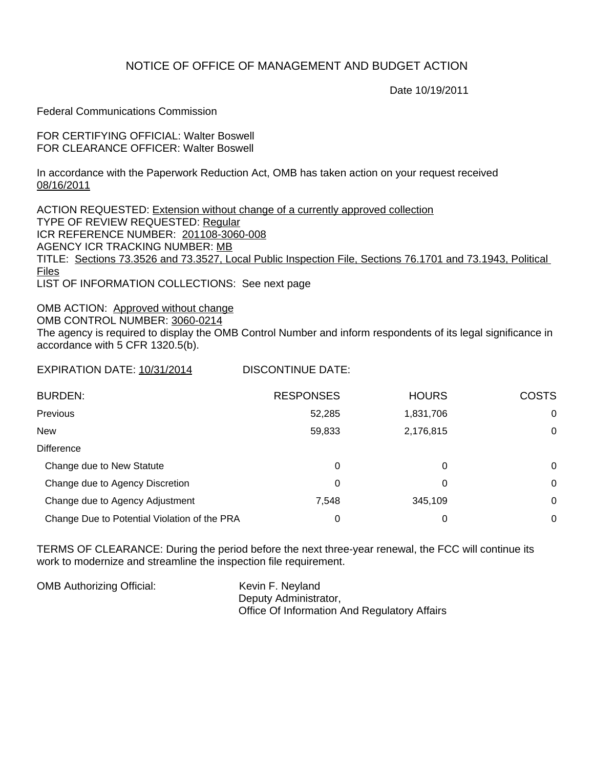# NOTICE OF OFFICE OF MANAGEMENT AND BUDGET ACTION

Date 10/19/2011

Federal Communications Commission

FOR CERTIFYING OFFICIAL: Walter Boswell
FOR CLEARANCE OFFICER: Walter Boswell

In accordance with the Paperwork Reduction Act, OMB has taken action on your request received 08/16/2011

ACTION REQUESTED: Extension without change of a currently approved collection
TYPE OF REVIEW REQUESTED: Regular
ICR REFERENCE NUMBER: 201108-3060-008
AGENCY ICR TRACKING NUMBER: MB
TITLE: Sections 73.3526 and 73.3527, Local Public Inspection File, Sections 76.1701 and 73.1943, Political Files
LIST OF INFORMATION COLLECTIONS: See next page

OMB ACTION: Approved without change
OMB CONTROL NUMBER: 3060-0214
The agency is required to display the OMB Control Number and inform respondents of its legal significance in accordance with 5 CFR 1320.5(b).

EXPIRATION DATE: 10/31/2014 DISCONTINUE DATE:

| BURDEN: | RESPONSES | HOURS | COSTS |
|---|---|---|---|
| Previous | 52,285 | 1,831,706 | 0 |
| New | 59,833 | 2,176,815 | 0 |
| Difference | | | |
| Change due to New Statute | 0 | 0 | 0 |
| Change due to Agency Discretion | 0 | 0 | 0 |
| Change due to Agency Adjustment | 7,548 | 345,109 | 0 |
| Change Due to Potential Violation of the PRA | 0 | 0 | 0 |

TERMS OF CLEARANCE: During the period before the next three-year renewal, the FCC will continue its work to modernize and streamline the inspection file requirement.

OMB Authorizing Official: Kevin F. Neyland
Deputy Administrator,
Office Of Information And Regulatory Affairs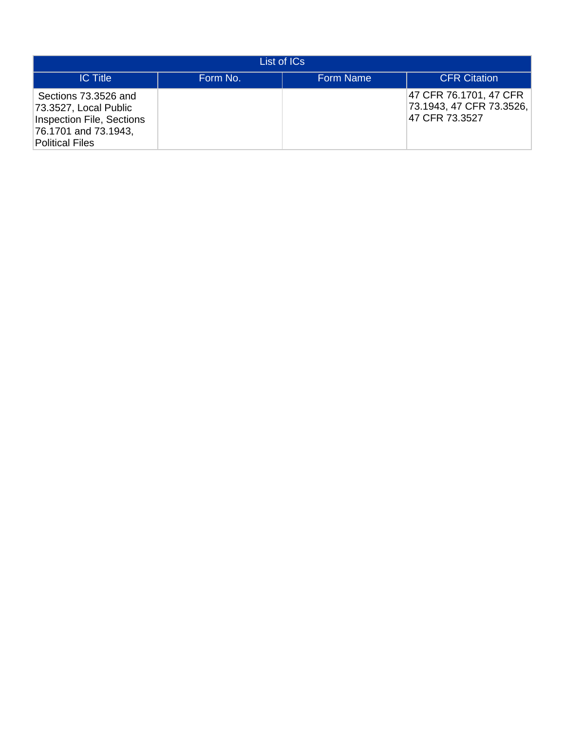| List of ICs | | | |
|---|---|---|---|
| IC Title | Form No. | Form Name | CFR Citation |
| Sections 73.3526 and 73.3527, Local Public Inspection File, Sections 76.1701 and 73.1943, Political Files | | | 47 CFR 76.1701, 47 CFR 73.1943, 47 CFR 73.3526, 47 CFR 73.3527 |